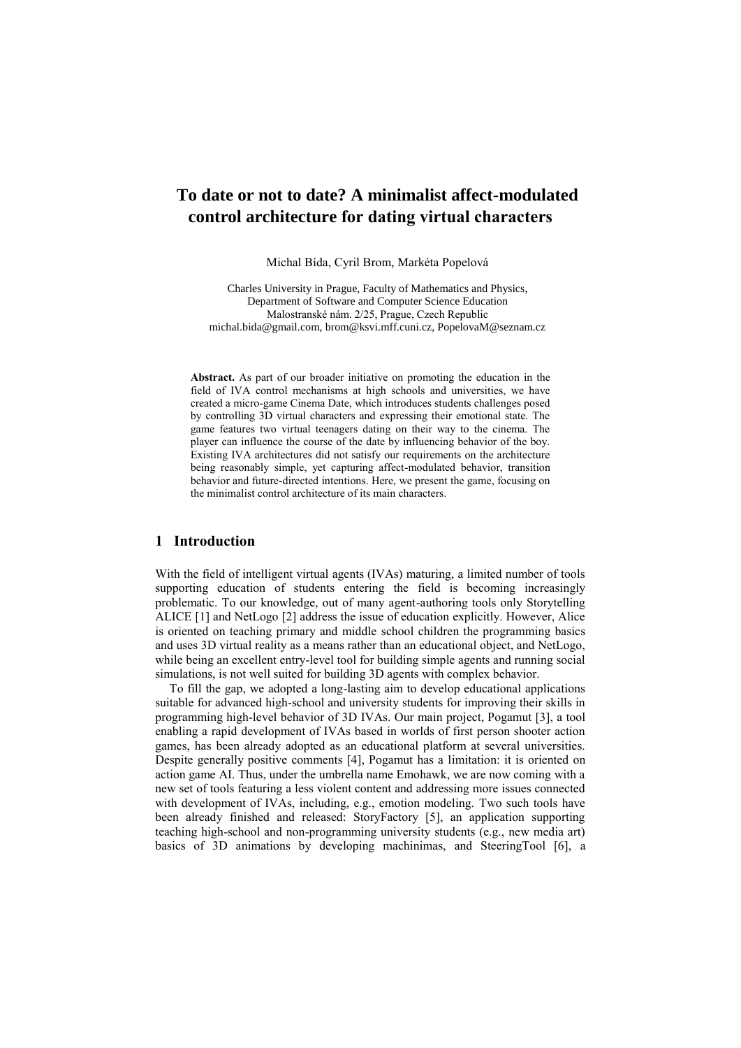# To date or not to date? A minimalist affect-modulated control architecture for dating virtual characters

Michal Bída, Cyril Brom, Markéta Popelová

Charles University in Prague, Faculty of Mathematics and Physics, Department of Software and Computer Science Education
Malostranské nám. 2/25, Prague, Czech Republic
michal.bida@gmail.com, brom@ksvi.mff.cuni.cz, PopelovaM@seznam.cz

**Abstract.** As part of our broader initiative on promoting the education in the field of IVA control mechanisms at high schools and universities, we have created a micro-game Cinema Date, which introduces students challenges posed by controlling 3D virtual characters and expressing their emotional state. The game features two virtual teenagers dating on their way to the cinema. The player can influence the course of the date by influencing behavior of the boy. Existing IVA architectures did not satisfy our requirements on the architecture being reasonably simple, yet capturing affect-modulated behavior, transition behavior and future-directed intentions. Here, we present the game, focusing on the minimalist control architecture of its main characters.

## 1 Introduction

With the field of intelligent virtual agents (IVAs) maturing, a limited number of tools supporting education of students entering the field is becoming increasingly problematic. To our knowledge, out of many agent-authoring tools only Storytelling ALICE [1] and NetLogo [2] address the issue of education explicitly. However, Alice is oriented on teaching primary and middle school children the programming basics and uses 3D virtual reality as a means rather than an educational object, and NetLogo, while being an excellent entry-level tool for building simple agents and running social simulations, is not well suited for building 3D agents with complex behavior.

To fill the gap, we adopted a long-lasting aim to develop educational applications suitable for advanced high-school and university students for improving their skills in programming high-level behavior of 3D IVAs. Our main project, Pogamut [3], a tool enabling a rapid development of IVAs based in worlds of first person shooter action games, has been already adopted as an educational platform at several universities. Despite generally positive comments [4], Pogamut has a limitation: it is oriented on action game AI. Thus, under the umbrella name Emohawk, we are now coming with a new set of tools featuring a less violent content and addressing more issues connected with development of IVAs, including, e.g., emotion modeling. Two such tools have been already finished and released: StoryFactory [5], an application supporting teaching high-school and non-programming university students (e.g., new media art) basics of 3D animations by developing machinimas, and SteeringTool [6], a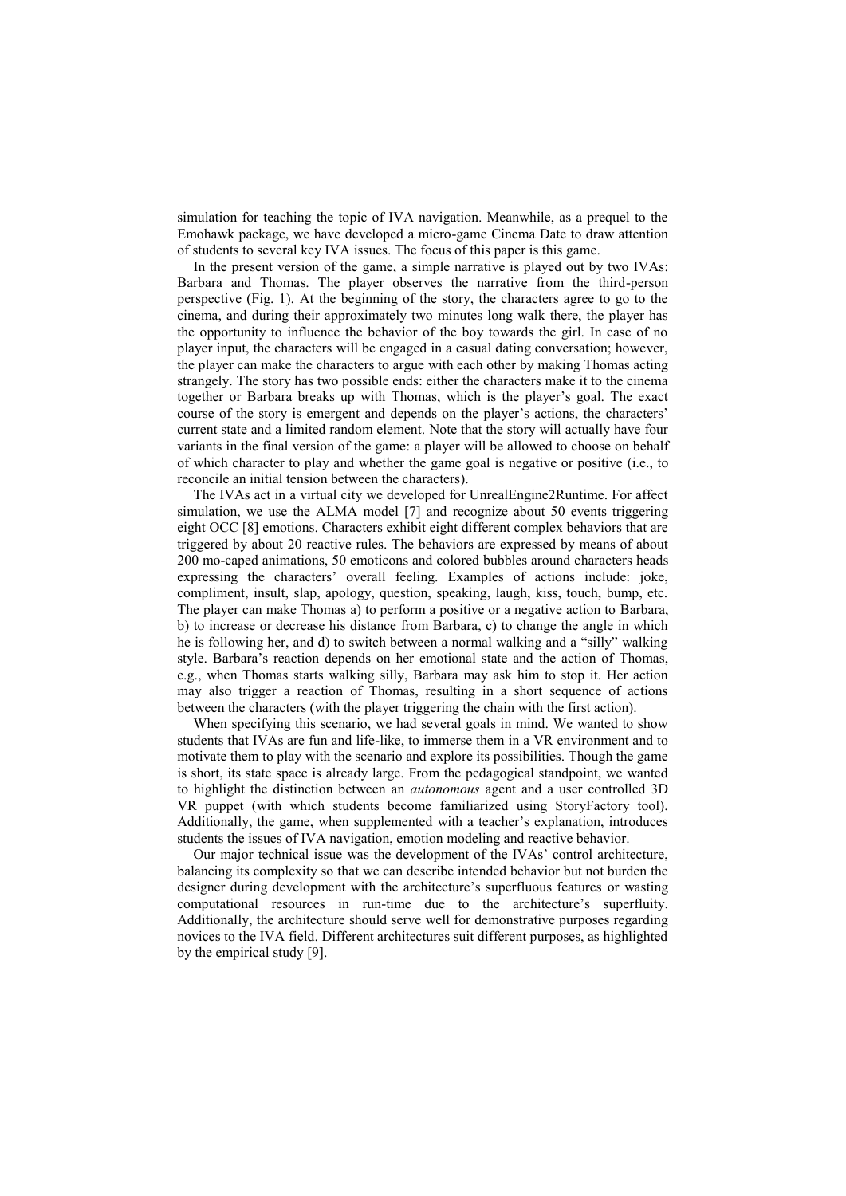simulation for teaching the topic of IVA navigation. Meanwhile, as a prequel to the Emohawk package, we have developed a micro-game Cinema Date to draw attention of students to several key IVA issues. The focus of this paper is this game.

In the present version of the game, a simple narrative is played out by two IVAs: Barbara and Thomas. The player observes the narrative from the third-person perspective (Fig. 1). At the beginning of the story, the characters agree to go to the cinema, and during their approximately two minutes long walk there, the player has the opportunity to influence the behavior of the boy towards the girl. In case of no player input, the characters will be engaged in a casual dating conversation; however, the player can make the characters to argue with each other by making Thomas acting strangely. The story has two possible ends: either the characters make it to the cinema together or Barbara breaks up with Thomas, which is the player's goal. The exact course of the story is emergent and depends on the player's actions, the characters' current state and a limited random element. Note that the story will actually have four variants in the final version of the game: a player will be allowed to choose on behalf of which character to play and whether the game goal is negative or positive (i.e., to reconcile an initial tension between the characters).

The IVAs act in a virtual city we developed for UnrealEngine2Runtime. For affect simulation, we use the ALMA model [7] and recognize about 50 events triggering eight OCC [8] emotions. Characters exhibit eight different complex behaviors that are triggered by about 20 reactive rules. The behaviors are expressed by means of about 200 mo-caped animations, 50 emoticons and colored bubbles around characters heads expressing the characters' overall feeling. Examples of actions include: joke, compliment, insult, slap, apology, question, speaking, laugh, kiss, touch, bump, etc. The player can make Thomas a) to perform a positive or a negative action to Barbara, b) to increase or decrease his distance from Barbara, c) to change the angle in which he is following her, and d) to switch between a normal walking and a "silly" walking style. Barbara's reaction depends on her emotional state and the action of Thomas, e.g., when Thomas starts walking silly, Barbara may ask him to stop it. Her action may also trigger a reaction of Thomas, resulting in a short sequence of actions between the characters (with the player triggering the chain with the first action).

When specifying this scenario, we had several goals in mind. We wanted to show students that IVAs are fun and life-like, to immerse them in a VR environment and to motivate them to play with the scenario and explore its possibilities. Though the game is short, its state space is already large. From the pedagogical standpoint, we wanted to highlight the distinction between an *autonomous* agent and a user controlled 3D VR puppet (with which students become familiarized using StoryFactory tool). Additionally, the game, when supplemented with a teacher's explanation, introduces students the issues of IVA navigation, emotion modeling and reactive behavior.

Our major technical issue was the development of the IVAs' control architecture, balancing its complexity so that we can describe intended behavior but not burden the designer during development with the architecture's superfluous features or wasting computational resources in run-time due to the architecture's superfluity. Additionally, the architecture should serve well for demonstrative purposes regarding novices to the IVA field. Different architectures suit different purposes, as highlighted by the empirical study [9].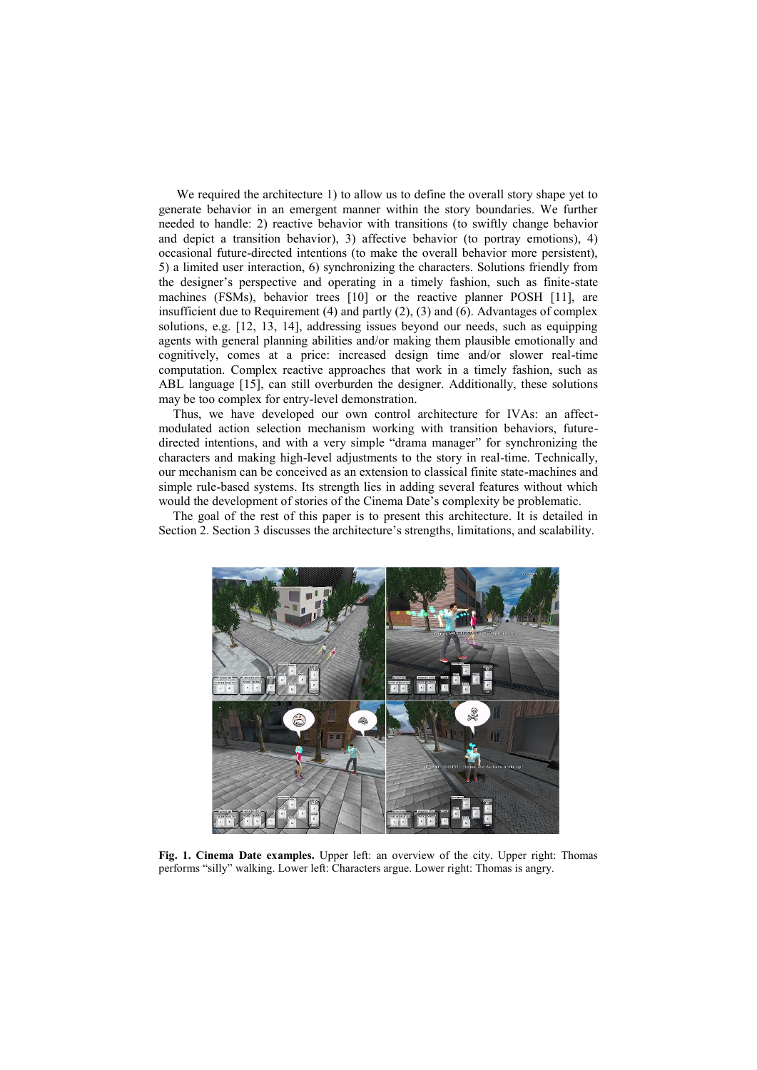We required the architecture 1) to allow us to define the overall story shape yet to generate behavior in an emergent manner within the story boundaries. We further needed to handle: 2) reactive behavior with transitions (to swiftly change behavior and depict a transition behavior), 3) affective behavior (to portray emotions), 4) occasional future-directed intentions (to make the overall behavior more persistent), 5) a limited user interaction, 6) synchronizing the characters. Solutions friendly from the designer's perspective and operating in a timely fashion, such as finite-state machines (FSMs), behavior trees [10] or the reactive planner POSH [11], are insufficient due to Requirement (4) and partly (2), (3) and (6). Advantages of complex solutions, e.g. [12, 13, 14], addressing issues beyond our needs, such as equipping agents with general planning abilities and/or making them plausible emotionally and cognitively, comes at a price: increased design time and/or slower real-time computation. Complex reactive approaches that work in a timely fashion, such as ABL language [15], can still overburden the designer. Additionally, these solutions may be too complex for entry-level demonstration.

Thus, we have developed our own control architecture for IVAs: an affect-modulated action selection mechanism working with transition behaviors, future-directed intentions, and with a very simple "drama manager" for synchronizing the characters and making high-level adjustments to the story in real-time. Technically, our mechanism can be conceived as an extension to classical finite state-machines and simple rule-based systems. Its strength lies in adding several features without which would the development of stories of the Cinema Date's complexity be problematic.

The goal of the rest of this paper is to present this architecture. It is detailed in Section 2. Section 3 discusses the architecture's strengths, limitations, and scalability.

**Fig. 1. Cinema Date examples.** Upper left: an overview of the city. Upper right: Thomas performs "silly" walking. Lower left: Characters argue. Lower right: Thomas is angry.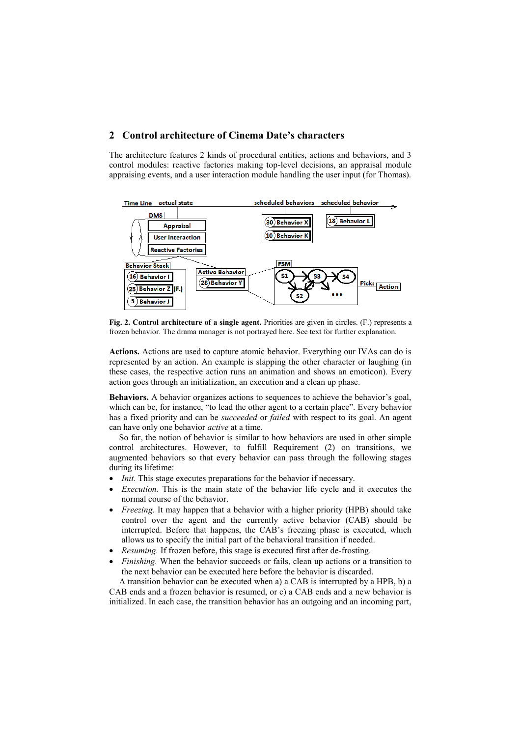## 2 Control architecture of Cinema Date's characters

The architecture features 2 kinds of procedural entities, actions and behaviors, and 3 control modules: reactive factories making top-level decisions, an appraisal module appraising events, and a user interaction module handling the user input (for Thomas).

**Fig. 2. Control architecture of a single agent.** Priorities are given in circles. (F.) represents a frozen behavior. The drama manager is not portrayed here. See text for further explanation.

**Actions.** Actions are used to capture atomic behavior. Everything our IVAs can do is represented by an action. An example is slapping the other character or laughing (in these cases, the respective action runs an animation and shows an emoticon). Every action goes through an initialization, an execution and a clean up phase.

**Behaviors.** A behavior organizes actions to sequences to achieve the behavior's goal, which can be, for instance, "to lead the other agent to a certain place". Every behavior has a fixed priority and can be *succeeded* or *failed* with respect to its goal. An agent can have only one behavior *active* at a time.

So far, the notion of behavior is similar to how behaviors are used in other simple control architectures. However, to fulfill Requirement (2) on transitions, we augmented behaviors so that every behavior can pass through the following stages during its lifetime:

- *Init.* This stage executes preparations for the behavior if necessary.
- *Execution.* This is the main state of the behavior life cycle and it executes the normal course of the behavior.
- *Freezing.* It may happen that a behavior with a higher priority (HPB) should take control over the agent and the currently active behavior (CAB) should be interrupted. Before that happens, the CAB's freezing phase is executed, which allows us to specify the initial part of the behavioral transition if needed.
- *Resuming.* If frozen before, this stage is executed first after de-frosting.
- *Finishing.* When the behavior succeeds or fails, clean up actions or a transition to the next behavior can be executed here before the behavior is discarded.

A transition behavior can be executed when a) a CAB is interrupted by a HPB, b) a CAB ends and a frozen behavior is resumed, or c) a CAB ends and a new behavior is initialized. In each case, the transition behavior has an outgoing and an incoming part,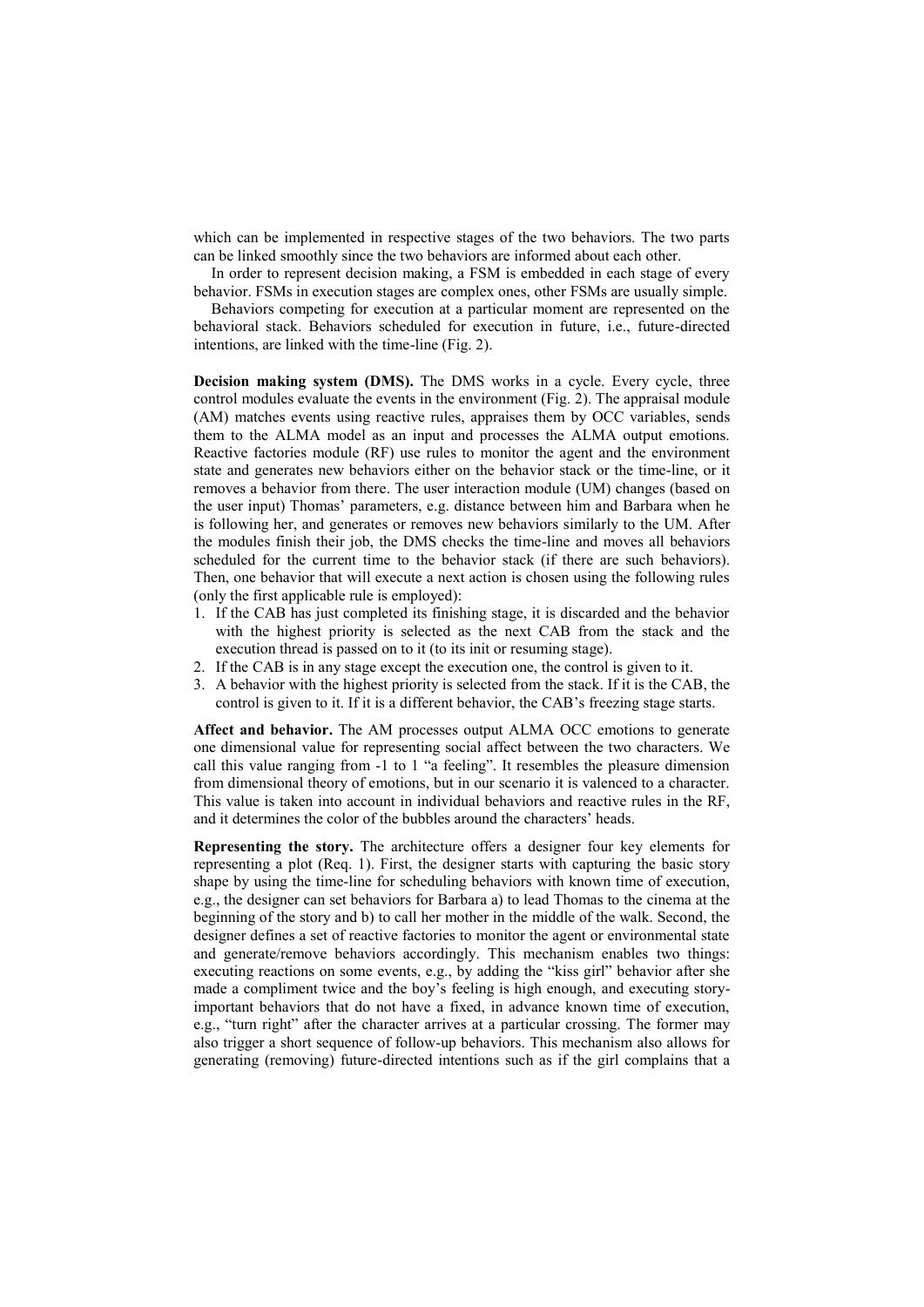which can be implemented in respective stages of the two behaviors. The two parts can be linked smoothly since the two behaviors are informed about each other.

In order to represent decision making, a FSM is embedded in each stage of every behavior. FSMs in execution stages are complex ones, other FSMs are usually simple.

Behaviors competing for execution at a particular moment are represented on the behavioral stack. Behaviors scheduled for execution in future, i.e., future-directed intentions, are linked with the time-line (Fig. 2).

**Decision making system (DMS).** The DMS works in a cycle. Every cycle, three control modules evaluate the events in the environment (Fig. 2). The appraisal module (AM) matches events using reactive rules, appraises them by OCC variables, sends them to the ALMA model as an input and processes the ALMA output emotions. Reactive factories module (RF) use rules to monitor the agent and the environment state and generates new behaviors either on the behavior stack or the time-line, or it removes a behavior from there. The user interaction module (UM) changes (based on the user input) Thomas' parameters, e.g. distance between him and Barbara when he is following her, and generates or removes new behaviors similarly to the UM. After the modules finish their job, the DMS checks the time-line and moves all behaviors scheduled for the current time to the behavior stack (if there are such behaviors). Then, one behavior that will execute a next action is chosen using the following rules (only the first applicable rule is employed):

1. If the CAB has just completed its finishing stage, it is discarded and the behavior with the highest priority is selected as the next CAB from the stack and the execution thread is passed on to it (to its init or resuming stage).
2. If the CAB is in any stage except the execution one, the control is given to it.
3. A behavior with the highest priority is selected from the stack. If it is the CAB, the control is given to it. If it is a different behavior, the CAB's freezing stage starts.

**Affect and behavior.** The AM processes output ALMA OCC emotions to generate one dimensional value for representing social affect between the two characters. We call this value ranging from -1 to 1 "a feeling". It resembles the pleasure dimension from dimensional theory of emotions, but in our scenario it is valenced to a character. This value is taken into account in individual behaviors and reactive rules in the RF, and it determines the color of the bubbles around the characters' heads.

**Representing the story.** The architecture offers a designer four key elements for representing a plot (Req. 1). First, the designer starts with capturing the basic story shape by using the time-line for scheduling behaviors with known time of execution, e.g., the designer can set behaviors for Barbara a) to lead Thomas to the cinema at the beginning of the story and b) to call her mother in the middle of the walk. Second, the designer defines a set of reactive factories to monitor the agent or environmental state and generate/remove behaviors accordingly. This mechanism enables two things: executing reactions on some events, e.g., by adding the "kiss girl" behavior after she made a compliment twice and the boy's feeling is high enough, and executing story-important behaviors that do not have a fixed, in advance known time of execution, e.g., "turn right" after the character arrives at a particular crossing. The former may also trigger a short sequence of follow-up behaviors. This mechanism also allows for generating (removing) future-directed intentions such as if the girl complains that a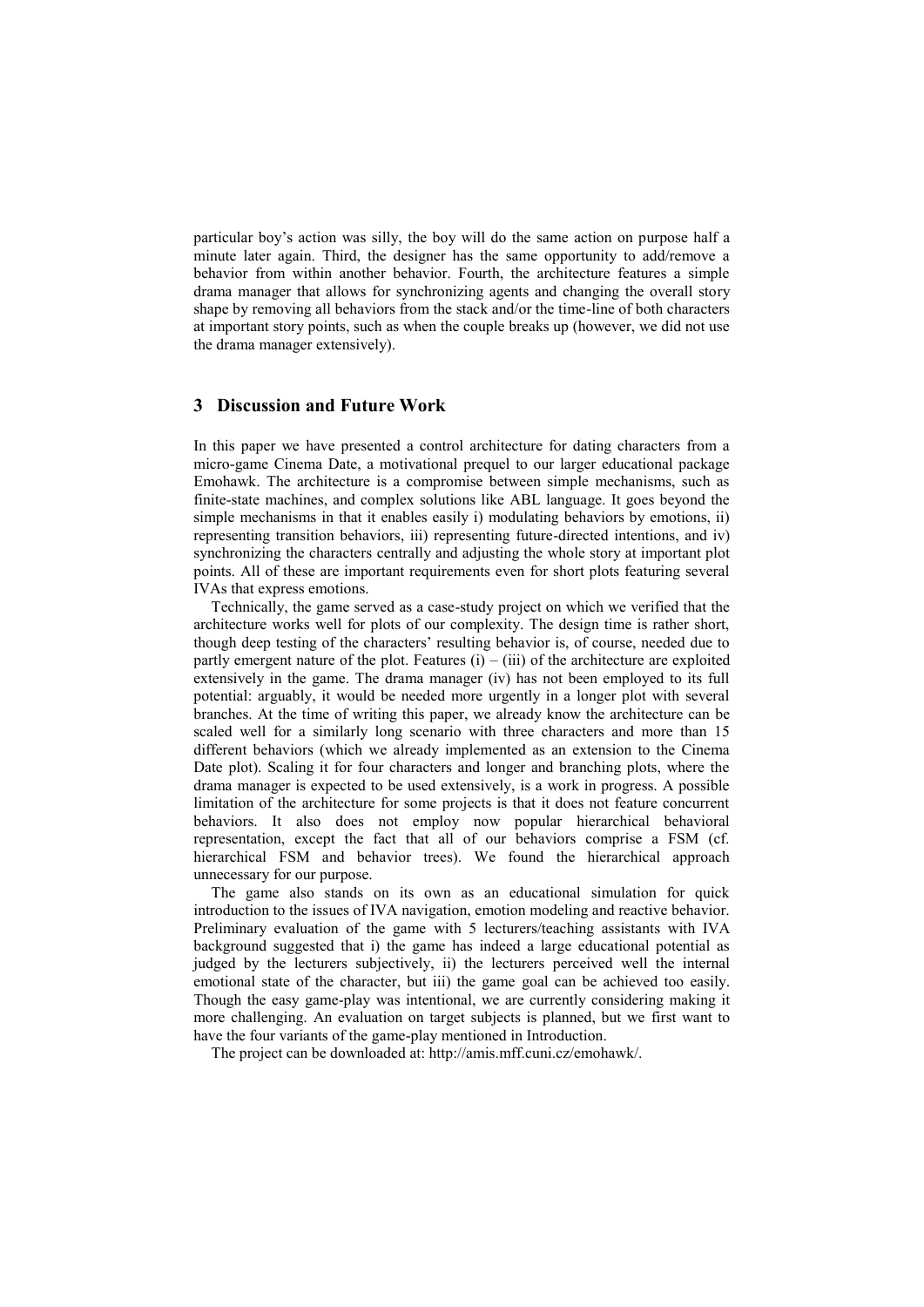particular boy's action was silly, the boy will do the same action on purpose half a minute later again. Third, the designer has the same opportunity to add/remove a behavior from within another behavior. Fourth, the architecture features a simple drama manager that allows for synchronizing agents and changing the overall story shape by removing all behaviors from the stack and/or the time-line of both characters at important story points, such as when the couple breaks up (however, we did not use the drama manager extensively).

## 3 Discussion and Future Work

In this paper we have presented a control architecture for dating characters from a micro-game Cinema Date, a motivational prequel to our larger educational package Emohawk. The architecture is a compromise between simple mechanisms, such as finite-state machines, and complex solutions like ABL language. It goes beyond the simple mechanisms in that it enables easily i) modulating behaviors by emotions, ii) representing transition behaviors, iii) representing future-directed intentions, and iv) synchronizing the characters centrally and adjusting the whole story at important plot points. All of these are important requirements even for short plots featuring several IVAs that express emotions.

Technically, the game served as a case-study project on which we verified that the architecture works well for plots of our complexity. The design time is rather short, though deep testing of the characters' resulting behavior is, of course, needed due to partly emergent nature of the plot. Features (i) – (iii) of the architecture are exploited extensively in the game. The drama manager (iv) has not been employed to its full potential: arguably, it would be needed more urgently in a longer plot with several branches. At the time of writing this paper, we already know the architecture can be scaled well for a similarly long scenario with three characters and more than 15 different behaviors (which we already implemented as an extension to the Cinema Date plot). Scaling it for four characters and longer and branching plots, where the drama manager is expected to be used extensively, is a work in progress. A possible limitation of the architecture for some projects is that it does not feature concurrent behaviors. It also does not employ now popular hierarchical behavioral representation, except the fact that all of our behaviors comprise a FSM (cf. hierarchical FSM and behavior trees). We found the hierarchical approach unnecessary for our purpose.

The game also stands on its own as an educational simulation for quick introduction to the issues of IVA navigation, emotion modeling and reactive behavior. Preliminary evaluation of the game with 5 lecturers/teaching assistants with IVA background suggested that i) the game has indeed a large educational potential as judged by the lecturers subjectively, ii) the lecturers perceived well the internal emotional state of the character, but iii) the game goal can be achieved too easily. Though the easy game-play was intentional, we are currently considering making it more challenging. An evaluation on target subjects is planned, but we first want to have the four variants of the game-play mentioned in Introduction.

The project can be downloaded at: http://amis.mff.cuni.cz/emohawk/.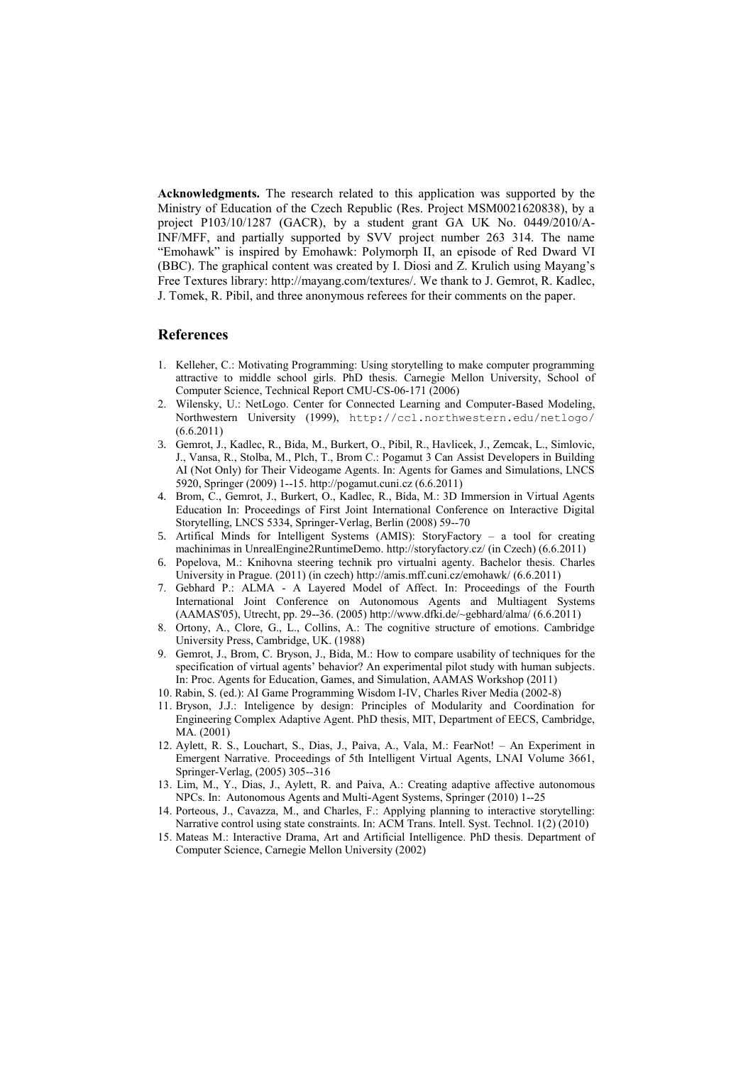**Acknowledgments.** The research related to this application was supported by the Ministry of Education of the Czech Republic (Res. Project MSM0021620838), by a project P103/10/1287 (GACR), by a student grant GA UK No. 0449/2010/A-INF/MFF, and partially supported by SVV project number 263 314. The name "Emohawk" is inspired by Emohawk: Polymorph II, an episode of Red Dward VI (BBC). The graphical content was created by I. Diosi and Z. Krulich using Mayang's Free Textures library: http://mayang.com/textures/. We thank to J. Gemrot, R. Kadlec, J. Tomek, R. Pibil, and three anonymous referees for their comments on the paper.

## References

1. Kelleher, C.: Motivating Programming: Using storytelling to make computer programming attractive to middle school girls. PhD thesis. Carnegie Mellon University, School of Computer Science, Technical Report CMU-CS-06-171 (2006)
2. Wilensky, U.: NetLogo. Center for Connected Learning and Computer-Based Modeling, Northwestern University (1999), http://ccl.northwestern.edu/netlogo/ (6.6.2011)
3. Gemrot, J., Kadlec, R., Bida, M., Burkert, O., Pibil, R., Havlicek, J., Zemcak, L., Simlovic, J., Vansa, R., Stolba, M., Plch, T., Brom C.: Pogamut 3 Can Assist Developers in Building AI (Not Only) for Their Videogame Agents. In: Agents for Games and Simulations, LNCS 5920, Springer (2009) 1--15. http://pogamut.cuni.cz (6.6.2011)
4. Brom, C., Gemrot, J., Burkert, O., Kadlec, R., Bída, M.: 3D Immersion in Virtual Agents Education In: Proceedings of First Joint International Conference on Interactive Digital Storytelling, LNCS 5334, Springer-Verlag, Berlin (2008) 59--70
5. Artifical Minds for Intelligent Systems (AMIS): StoryFactory – a tool for creating machinimas in UnrealEngine2RuntimeDemo. http://storyfactory.cz/ (in Czech) (6.6.2011)
6. Popelova, M.: Knihovna steering technik pro virtualni agenty. Bachelor thesis. Charles University in Prague. (2011) (in czech) http://amis.mff.cuni.cz/emohawk/ (6.6.2011)
7. Gebhard P.: ALMA - A Layered Model of Affect. In: Proceedings of the Fourth International Joint Conference on Autonomous Agents and Multiagent Systems (AAMAS'05), Utrecht, pp. 29--36. (2005) http://www.dfki.de/~gebhard/alma/ (6.6.2011)
8. Ortony, A., Clore, G., L., Collins, A.: The cognitive structure of emotions. Cambridge University Press, Cambridge, UK. (1988)
9. Gemrot, J., Brom, C. Bryson, J., Bida, M.: How to compare usability of techniques for the specification of virtual agents' behavior? An experimental pilot study with human subjects. In: Proc. Agents for Education, Games, and Simulation, AAMAS Workshop (2011)
10. Rabin, S. (ed.): AI Game Programming Wisdom I-IV, Charles River Media (2002-8)
11. Bryson, J.J.: Inteligence by design: Principles of Modularity and Coordination for Engineering Complex Adaptive Agent. PhD thesis, MIT, Department of EECS, Cambridge, MA. (2001)
12. Aylett, R. S., Louchart, S., Dias, J., Paiva, A., Vala, M.: FearNot! – An Experiment in Emergent Narrative. Proceedings of 5th Intelligent Virtual Agents, LNAI Volume 3661, Springer-Verlag, (2005) 305--316
13. Lim, M., Y., Dias, J., Aylett, R. and Paiva, A.: Creating adaptive affective autonomous NPCs. In: Autonomous Agents and Multi-Agent Systems, Springer (2010) 1--25
14. Porteous, J., Cavazza, M., and Charles, F.: Applying planning to interactive storytelling: Narrative control using state constraints. In: ACM Trans. Intell. Syst. Technol. 1(2) (2010)
15. Mateas M.: Interactive Drama, Art and Artificial Intelligence. PhD thesis. Department of Computer Science, Carnegie Mellon University (2002)